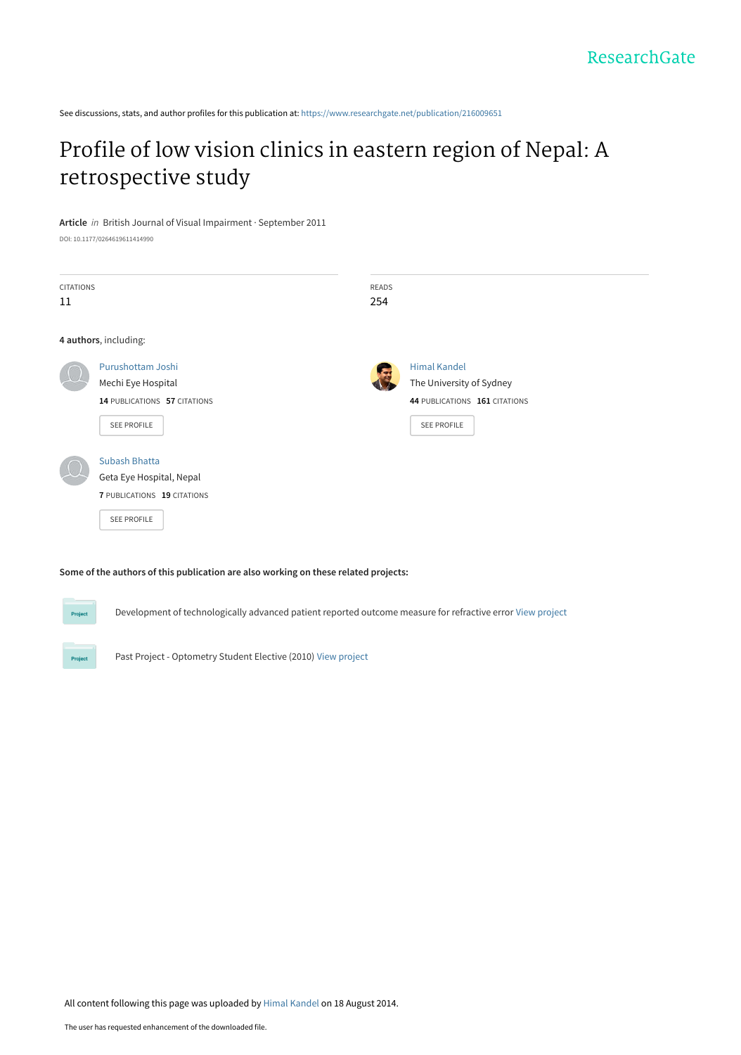ResearchGate

See discussions, stats, and author profiles for this publication at: https://www.researchgate.net/publication/216009651

# Profile of low vision clinics in eastern region of Nepal: A retrospective study

**Article** *in* British Journal of Visual Impairment · September 2011

DOI: 10.1177/0264619611414990

| CITATIONS | READS |
|---|---|
| 11 | 254 |

**4 authors**, including:

Purushottam Joshi
Mechi Eye Hospital
**14** PUBLICATIONS **57** CITATIONS
SEE PROFILE

Himal Kandel
The University of Sydney
**44** PUBLICATIONS **161** CITATIONS
SEE PROFILE

Subash Bhatta
Geta Eye Hospital, Nepal
**7** PUBLICATIONS **19** CITATIONS
SEE PROFILE

**Some of the authors of this publication are also working on these related projects:**

Development of technologically advanced patient reported outcome measure for refractive error View project

Past Project - Optometry Student Elective (2010) View project

All content following this page was uploaded by Himal Kandel on 18 August 2014.

The user has requested enhancement of the downloaded file.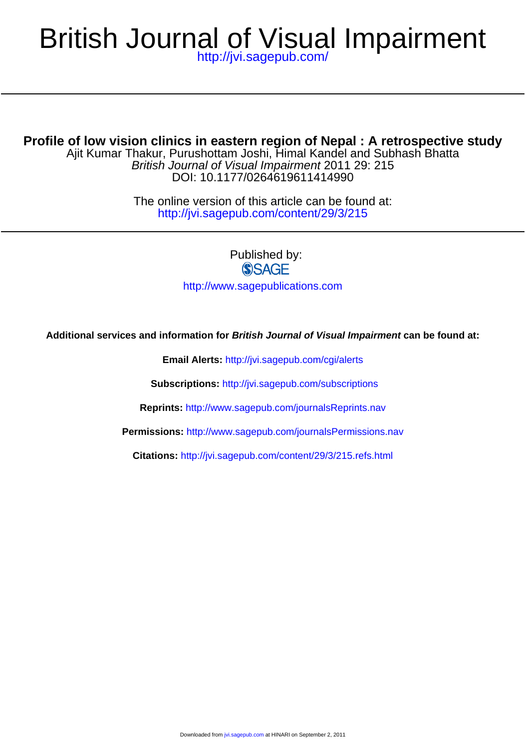# British Journal of Visual Impairment

http://jvi.sagepub.com/

## Profile of low vision clinics in eastern region of Nepal : A retrospective study

Ajit Kumar Thakur, Purushottam Joshi, Himal Kandel and Subhash Bhatta

*British Journal of Visual Impairment* 2011 29: 215

DOI: 10.1177/0264619611414990

The online version of this article can be found at:

http://jvi.sagepub.com/content/29/3/215

Published by:

SAGE

http://www.sagepublications.com

**Additional services and information for *British Journal of Visual Impairment* can be found at:**

**Email Alerts:** http://jvi.sagepub.com/cgi/alerts

**Subscriptions:** http://jvi.sagepub.com/subscriptions

**Reprints:** http://www.sagepub.com/journalsReprints.nav

**Permissions:** http://www.sagepub.com/journalsPermissions.nav

**Citations:** http://jvi.sagepub.com/content/29/3/215.refs.html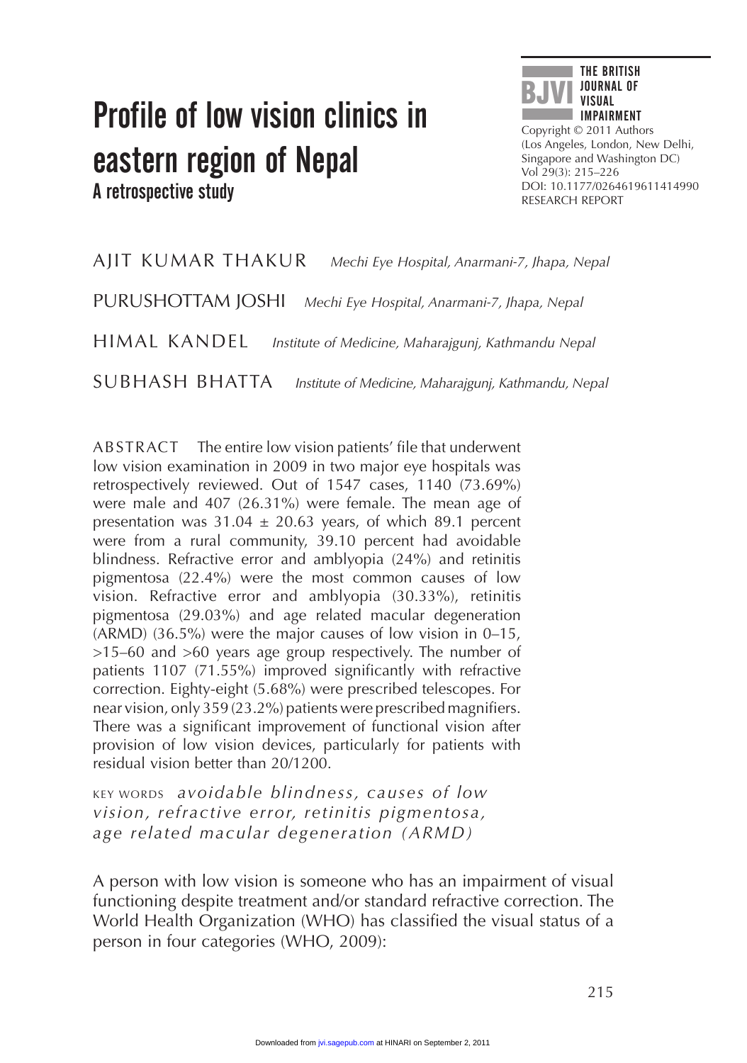# Profile of low vision clinics in eastern region of Nepal

## A retrospective study

Copyright © 2011 Authors (Los Angeles, London, New Delhi, Singapore and Washington DC)
DOI: 10.1177/0264619611414990
RESEARCH REPORT

AJIT KUMAR THAKUR *Mechi Eye Hospital, Anarmani-7, Jhapa, Nepal*

PURUSHOTTAM JOSHI *Mechi Eye Hospital, Anarmani-7, Jhapa, Nepal*

HIMAL KANDEL *Institute of Medicine, Maharajgunj, Kathmandu Nepal*

SUBHASH BHATTA *Institute of Medicine, Maharajgunj, Kathmandu, Nepal*

ABSTRACT The entire low vision patients' file that underwent low vision examination in 2009 in two major eye hospitals was retrospectively reviewed. Out of 1547 cases, 1140 (73.69%) were male and 407 (26.31%) were female. The mean age of presentation was 31.04 ± 20.63 years, of which 89.1 percent were from a rural community, 39.10 percent had avoidable blindness. Refractive error and amblyopia (24%) and retinitis pigmentosa (22.4%) were the most common causes of low vision. Refractive error and amblyopia (30.33%), retinitis pigmentosa (29.03%) and age related macular degeneration (ARMD) (36.5%) were the major causes of low vision in 0–15, >15–60 and >60 years age group respectively. The number of patients 1107 (71.55%) improved significantly with refractive correction. Eighty-eight (5.68%) were prescribed telescopes. For near vision, only 359 (23.2%) patients were prescribed magnifiers. There was a significant improvement of functional vision after provision of low vision devices, particularly for patients with residual vision better than 20/1200.

KEY WORDS *avoidable blindness, causes of low vision, refractive error, retinitis pigmentosa, age related macular degeneration (ARMD)*

A person with low vision is someone who has an impairment of visual functioning despite treatment and/or standard refractive correction. The World Health Organization (WHO) has classified the visual status of a person in four categories (WHO, 2009):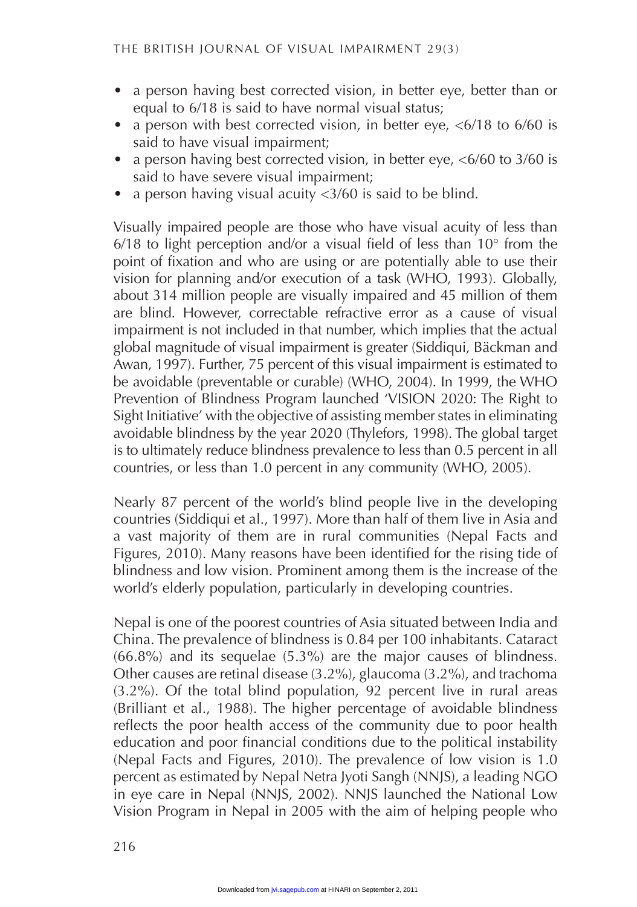- a person having best corrected vision, in better eye, better than or equal to 6/18 is said to have normal visual status;
- a person with best corrected vision, in better eye, <6/18 to 6/60 is said to have visual impairment;
- a person having best corrected vision, in better eye, <6/60 to 3/60 is said to have severe visual impairment;
- a person having visual acuity <3/60 is said to be blind.

Visually impaired people are those who have visual acuity of less than 6/18 to light perception and/or a visual field of less than 10° from the point of fixation and who are using or are potentially able to use their vision for planning and/or execution of a task (WHO, 1993). Globally, about 314 million people are visually impaired and 45 million of them are blind. However, correctable refractive error as a cause of visual impairment is not included in that number, which implies that the actual global magnitude of visual impairment is greater (Siddiqui, Bäckman and Awan, 1997). Further, 75 percent of this visual impairment is estimated to be avoidable (preventable or curable) (WHO, 2004). In 1999, the WHO Prevention of Blindness Program launched 'VISION 2020: The Right to Sight Initiative' with the objective of assisting member states in eliminating avoidable blindness by the year 2020 (Thylefors, 1998). The global target is to ultimately reduce blindness prevalence to less than 0.5 percent in all countries, or less than 1.0 percent in any community (WHO, 2005).

Nearly 87 percent of the world's blind people live in the developing countries (Siddiqui et al., 1997). More than half of them live in Asia and a vast majority of them are in rural communities (Nepal Facts and Figures, 2010). Many reasons have been identified for the rising tide of blindness and low vision. Prominent among them is the increase of the world's elderly population, particularly in developing countries.

Nepal is one of the poorest countries of Asia situated between India and China. The prevalence of blindness is 0.84 per 100 inhabitants. Cataract (66.8%) and its sequelae (5.3%) are the major causes of blindness. Other causes are retinal disease (3.2%), glaucoma (3.2%), and trachoma (3.2%). Of the total blind population, 92 percent live in rural areas (Brilliant et al., 1988). The higher percentage of avoidable blindness reflects the poor health access of the community due to poor health education and poor financial conditions due to the political instability (Nepal Facts and Figures, 2010). The prevalence of low vision is 1.0 percent as estimated by Nepal Netra Jyoti Sangh (NNJS), a leading NGO in eye care in Nepal (NNJS, 2002). NNJS launched the National Low Vision Program in Nepal in 2005 with the aim of helping people who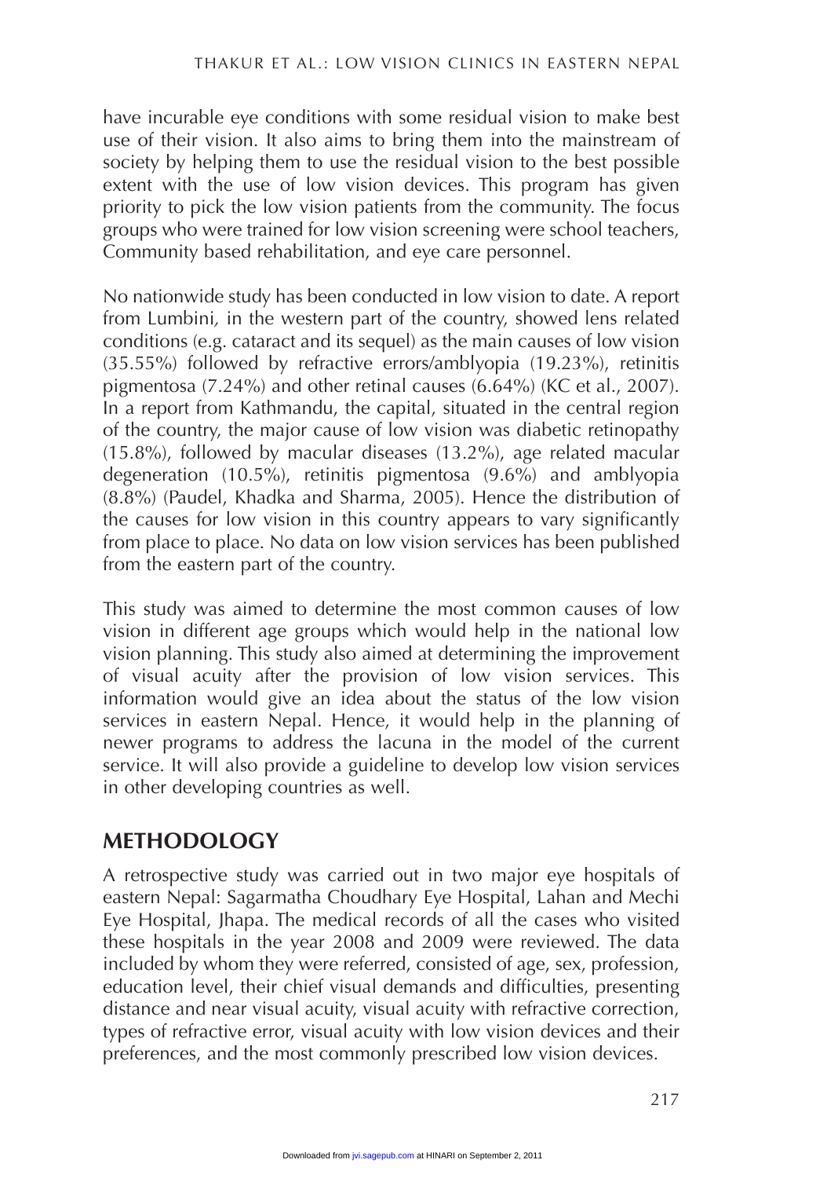have incurable eye conditions with some residual vision to make best use of their vision. It also aims to bring them into the mainstream of society by helping them to use the residual vision to the best possible extent with the use of low vision devices. This program has given priority to pick the low vision patients from the community. The focus groups who were trained for low vision screening were school teachers, Community based rehabilitation, and eye care personnel.

No nationwide study has been conducted in low vision to date. A report from Lumbini, in the western part of the country, showed lens related conditions (e.g. cataract and its sequel) as the main causes of low vision (35.55%) followed by refractive errors/amblyopia (19.23%), retinitis pigmentosa (7.24%) and other retinal causes (6.64%) (KC et al., 2007). In a report from Kathmandu, the capital, situated in the central region of the country, the major cause of low vision was diabetic retinopathy (15.8%), followed by macular diseases (13.2%), age related macular degeneration (10.5%), retinitis pigmentosa (9.6%) and amblyopia (8.8%) (Paudel, Khadka and Sharma, 2005). Hence the distribution of the causes for low vision in this country appears to vary significantly from place to place. No data on low vision services has been published from the eastern part of the country.

This study was aimed to determine the most common causes of low vision in different age groups which would help in the national low vision planning. This study also aimed at determining the improvement of visual acuity after the provision of low vision services. This information would give an idea about the status of the low vision services in eastern Nepal. Hence, it would help in the planning of newer programs to address the lacuna in the model of the current service. It will also provide a guideline to develop low vision services in other developing countries as well.

## METHODOLOGY

A retrospective study was carried out in two major eye hospitals of eastern Nepal: Sagarmatha Choudhary Eye Hospital, Lahan and Mechi Eye Hospital, Jhapa. The medical records of all the cases who visited these hospitals in the year 2008 and 2009 were reviewed. The data included by whom they were referred, consisted of age, sex, profession, education level, their chief visual demands and difficulties, presenting distance and near visual acuity, visual acuity with refractive correction, types of refractive error, visual acuity with low vision devices and their preferences, and the most commonly prescribed low vision devices.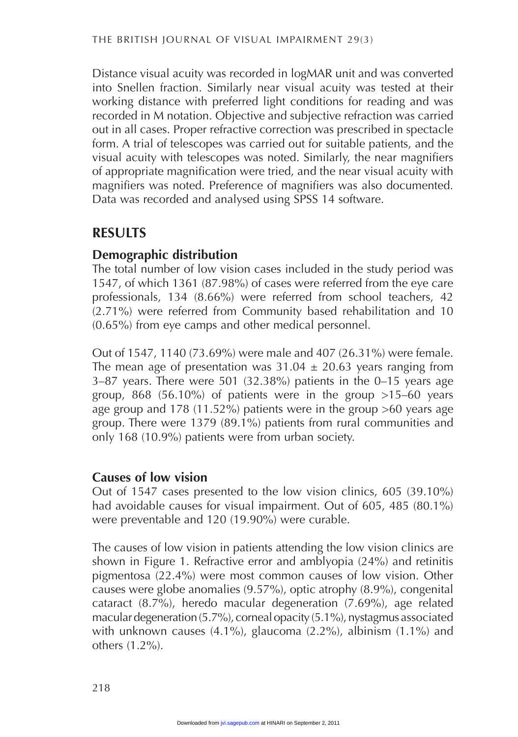Distance visual acuity was recorded in logMAR unit and was converted into Snellen fraction. Similarly near visual acuity was tested at their working distance with preferred light conditions for reading and was recorded in M notation. Objective and subjective refraction was carried out in all cases. Proper refractive correction was prescribed in spectacle form. A trial of telescopes was carried out for suitable patients, and the visual acuity with telescopes was noted. Similarly, the near magnifiers of appropriate magnification were tried, and the near visual acuity with magnifiers was noted. Preference of magnifiers was also documented. Data was recorded and analysed using SPSS 14 software.

## RESULTS

### Demographic distribution

The total number of low vision cases included in the study period was 1547, of which 1361 (87.98%) of cases were referred from the eye care professionals, 134 (8.66%) were referred from school teachers, 42 (2.71%) were referred from Community based rehabilitation and 10 (0.65%) from eye camps and other medical personnel.

Out of 1547, 1140 (73.69%) were male and 407 (26.31%) were female. The mean age of presentation was $31.04 \pm 20.63$ years ranging from 3–87 years. There were 501 (32.38%) patients in the 0–15 years age group, 868 (56.10%) of patients were in the group >15–60 years age group and 178 (11.52%) patients were in the group >60 years age group. There were 1379 (89.1%) patients from rural communities and only 168 (10.9%) patients were from urban society.

### Causes of low vision

Out of 1547 cases presented to the low vision clinics, 605 (39.10%) had avoidable causes for visual impairment. Out of 605, 485 (80.1%) were preventable and 120 (19.90%) were curable.

The causes of low vision in patients attending the low vision clinics are shown in Figure 1. Refractive error and amblyopia (24%) and retinitis pigmentosa (22.4%) were most common causes of low vision. Other causes were globe anomalies (9.57%), optic atrophy (8.9%), congenital cataract (8.7%), heredo macular degeneration (7.69%), age related macular degeneration (5.7%), corneal opacity (5.1%), nystagmus associated with unknown causes (4.1%), glaucoma (2.2%), albinism (1.1%) and others (1.2%).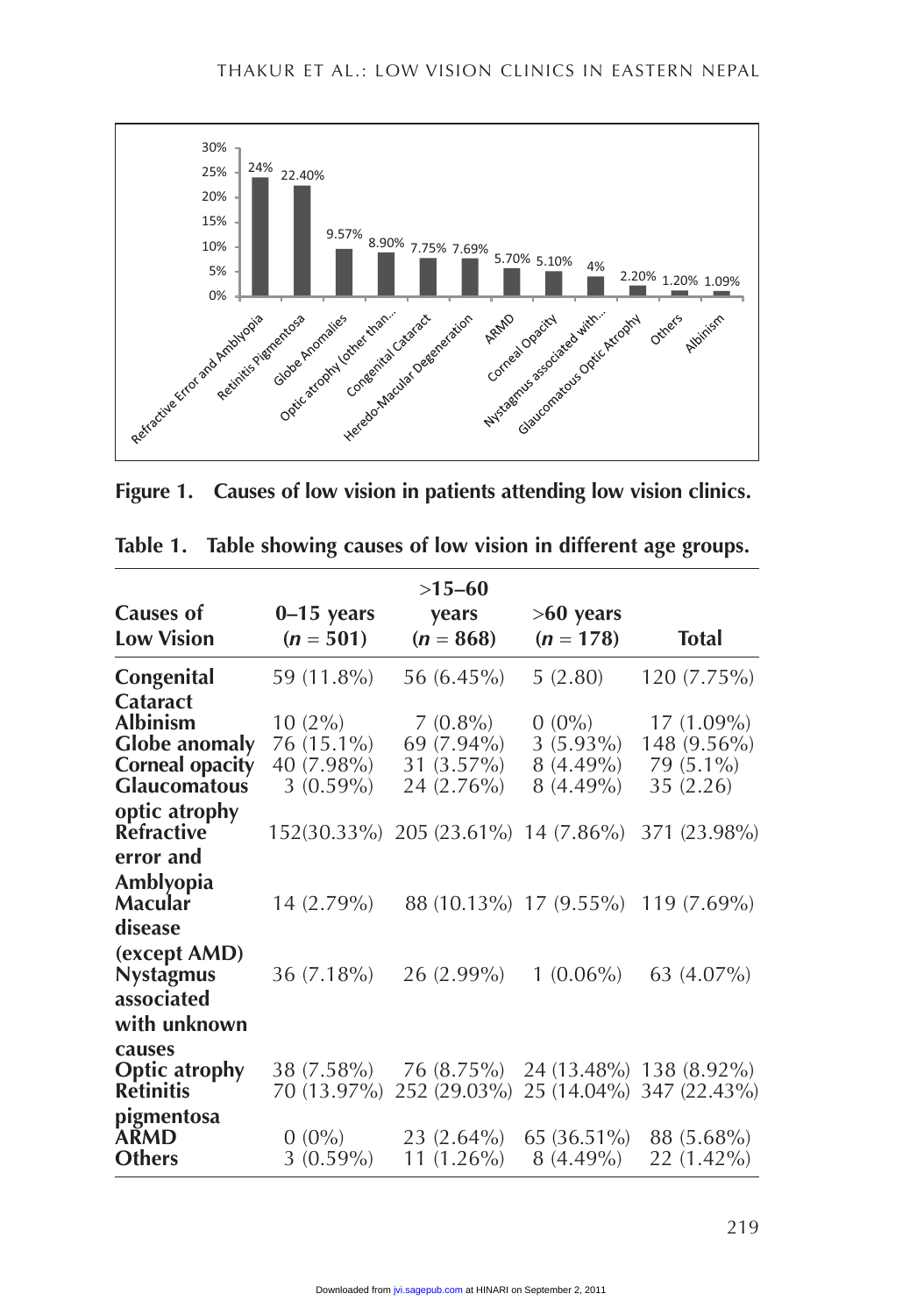**Figure 1. Causes of low vision in patients attending low vision clinics.**

**Table 1. Table showing causes of low vision in different age groups.**

| Causes of Low Vision | 0–15 years ($n$ = 501) | >15–60 years ($n$ = 868) | >60 years ($n$ = 178) | Total |
|---|---|---|---|---|
| **Congenital Cataract** | 59 (11.8%) | 56 (6.45%) | 5 (2.80) | 120 (7.75%) |
| **Albinism** | 10 (2%) | 7 (0.8%) | 0 (0%) | 17 (1.09%) |
| **Globe anomaly** | 76 (15.1%) | 69 (7.94%) | 3 (5.93%) | 148 (9.56%) |
| **Corneal opacity** | 40 (7.98%) | 31 (3.57%) | 8 (4.49%) | 79 (5.1%) |
| **Glaucomatous optic atrophy** | 3 (0.59%) | 24 (2.76%) | 8 (4.49%) | 35 (2.26) |
| **Refractive error and Amblyopia** | 152(30.33%) | 205 (23.61%) | 14 (7.86%) | 371 (23.98%) |
| **Macular disease (except AMD)** | 14 (2.79%) | 88 (10.13%) | 17 (9.55%) | 119 (7.69%) |
| **Nystagmus associated with unknown causes** | 36 (7.18%) | 26 (2.99%) | 1 (0.06%) | 63 (4.07%) |
| **Optic atrophy** | 38 (7.58%) | 76 (8.75%) | 24 (13.48%) | 138 (8.92%) |
| **Retinitis pigmentosa** | 70 (13.97%) | 252 (29.03%) | 25 (14.04%) | 347 (22.43%) |
| **ARMD** | 0 (0%) | 23 (2.64%) | 65 (36.51%) | 88 (5.68%) |
| **Others** | 3 (0.59%) | 11 (1.26%) | 8 (4.49%) | 22 (1.42%) |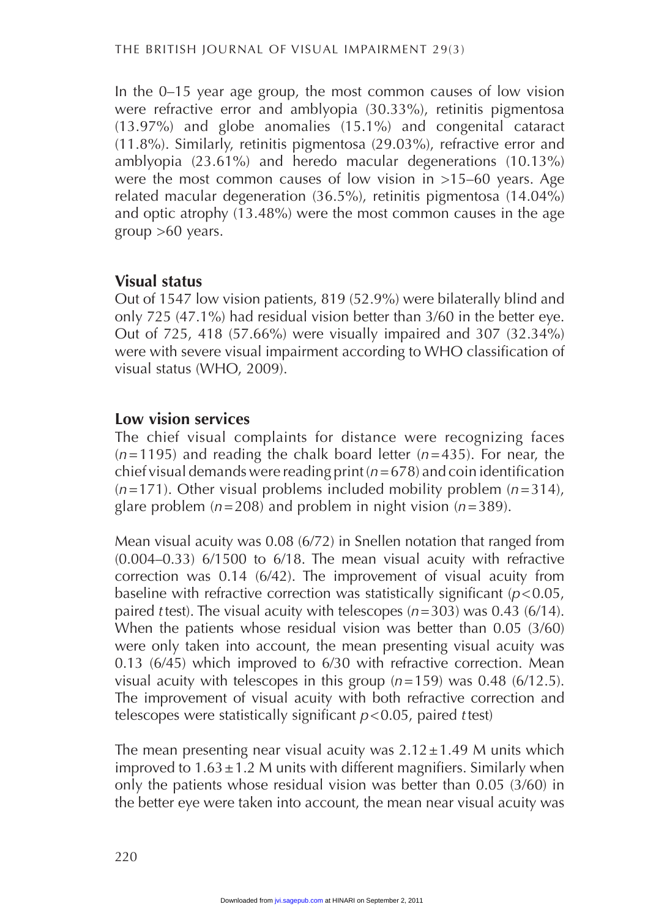In the 0–15 year age group, the most common causes of low vision were refractive error and amblyopia (30.33%), retinitis pigmentosa (13.97%) and globe anomalies (15.1%) and congenital cataract (11.8%). Similarly, retinitis pigmentosa (29.03%), refractive error and amblyopia (23.61%) and heredo macular degenerations (10.13%) were the most common causes of low vision in >15–60 years. Age related macular degeneration (36.5%), retinitis pigmentosa (14.04%) and optic atrophy (13.48%) were the most common causes in the age group >60 years.

## Visual status

Out of 1547 low vision patients, 819 (52.9%) were bilaterally blind and only 725 (47.1%) had residual vision better than 3/60 in the better eye. Out of 725, 418 (57.66%) were visually impaired and 307 (32.34%) were with severe visual impairment according to WHO classification of visual status (WHO, 2009).

## Low vision services

The chief visual complaints for distance were recognizing faces ($n=1195$) and reading the chalk board letter ($n=435$). For near, the chief visual demands were reading print ($n=678$) and coin identification ($n=171$). Other visual problems included mobility problem ($n=314$), glare problem ($n=208$) and problem in night vision ($n=389$).

Mean visual acuity was 0.08 (6/72) in Snellen notation that ranged from (0.004–0.33) 6/1500 to 6/18. The mean visual acuity with refractive correction was 0.14 (6/42). The improvement of visual acuity from baseline with refractive correction was statistically significant ($p<0.05$, paired *t* test). The visual acuity with telescopes ($n=303$) was 0.43 (6/14). When the patients whose residual vision was better than 0.05 (3/60) were only taken into account, the mean presenting visual acuity was 0.13 (6/45) which improved to 6/30 with refractive correction. Mean visual acuity with telescopes in this group ($n=159$) was 0.48 (6/12.5). The improvement of visual acuity with both refractive correction and telescopes were statistically significant $p<0.05$, paired *t* test)

The mean presenting near visual acuity was $2.12 \pm 1.49$ M units which improved to $1.63 \pm 1.2$ M units with different magnifiers. Similarly when only the patients whose residual vision was better than 0.05 (3/60) in the better eye were taken into account, the mean near visual acuity was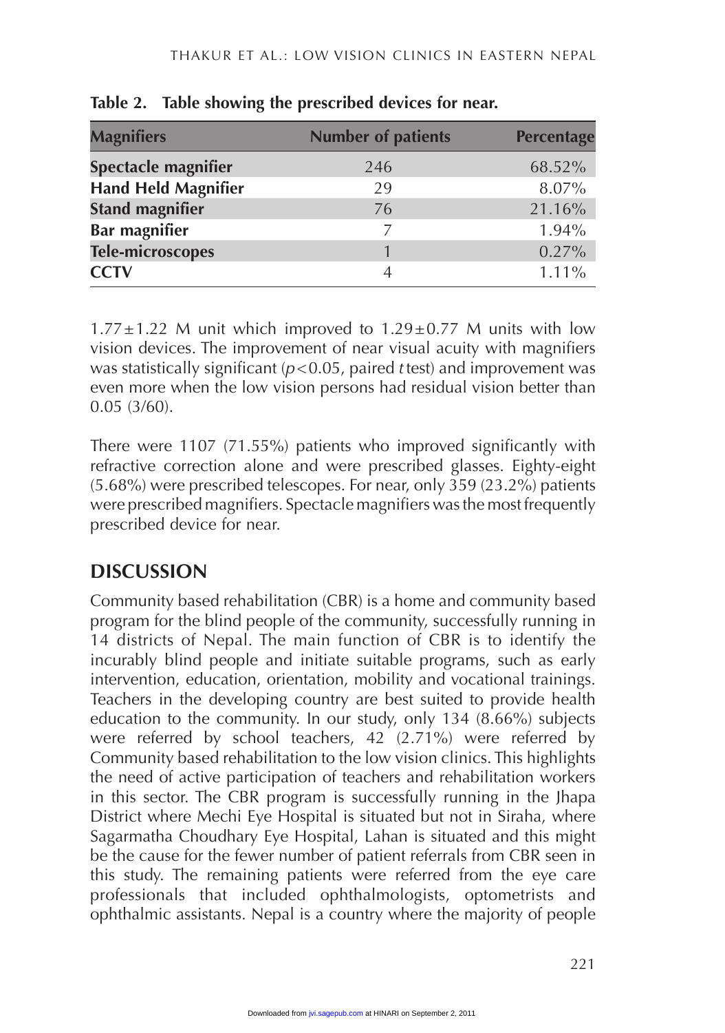**Table 2. Table showing the prescribed devices for near.**

| Magnifiers | Number of patients | Percentage |
|---|---|---|
| **Spectacle magnifier** | 246 | 68.52% |
| **Hand Held Magnifier** | 29 | 8.07% |
| **Stand magnifier** | 76 | 21.16% |
| **Bar magnifier** | 7 | 1.94% |
| **Tele-microscopes** | 1 | 0.27% |
| **CCTV** | 4 | 1.11% |

$1.77 \pm 1.22$ M unit which improved to $1.29 \pm 0.77$ M units with low vision devices. The improvement of near visual acuity with magnifiers was statistically significant ($p < 0.05$, paired *t* test) and improvement was even more when the low vision persons had residual vision better than 0.05 (3/60).

There were 1107 (71.55%) patients who improved significantly with refractive correction alone and were prescribed glasses. Eighty-eight (5.68%) were prescribed telescopes. For near, only 359 (23.2%) patients were prescribed magnifiers. Spectacle magnifiers was the most frequently prescribed device for near.

## DISCUSSION

Community based rehabilitation (CBR) is a home and community based program for the blind people of the community, successfully running in 14 districts of Nepal. The main function of CBR is to identify the incurably blind people and initiate suitable programs, such as early intervention, education, orientation, mobility and vocational trainings. Teachers in the developing country are best suited to provide health education to the community. In our study, only 134 (8.66%) subjects were referred by school teachers, 42 (2.71%) were referred by Community based rehabilitation to the low vision clinics. This highlights the need of active participation of teachers and rehabilitation workers in this sector. The CBR program is successfully running in the Jhapa District where Mechi Eye Hospital is situated but not in Siraha, where Sagarmatha Choudhary Eye Hospital, Lahan is situated and this might be the cause for the fewer number of patient referrals from CBR seen in this study. The remaining patients were referred from the eye care professionals that included ophthalmologists, optometrists and ophthalmic assistants. Nepal is a country where the majority of people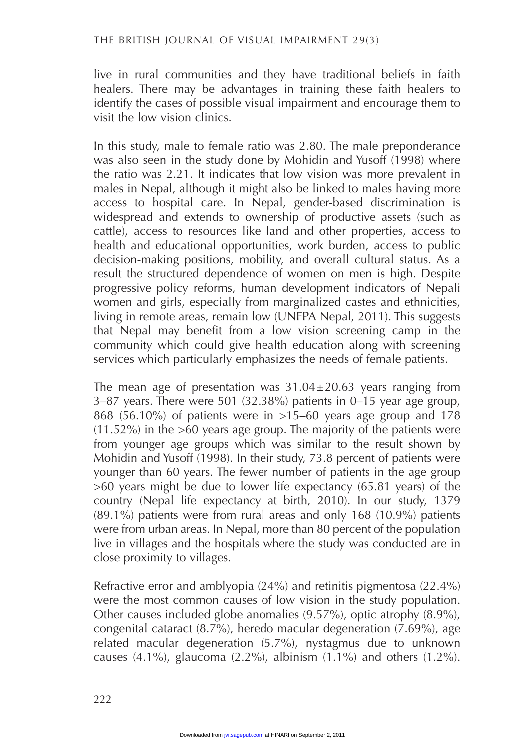live in rural communities and they have traditional beliefs in faith healers. There may be advantages in training these faith healers to identify the cases of possible visual impairment and encourage them to visit the low vision clinics.

In this study, male to female ratio was 2.80. The male preponderance was also seen in the study done by Mohidin and Yusoff (1998) where the ratio was 2.21. It indicates that low vision was more prevalent in males in Nepal, although it might also be linked to males having more access to hospital care. In Nepal, gender-based discrimination is widespread and extends to ownership of productive assets (such as cattle), access to resources like land and other properties, access to health and educational opportunities, work burden, access to public decision-making positions, mobility, and overall cultural status. As a result the structured dependence of women on men is high. Despite progressive policy reforms, human development indicators of Nepali women and girls, especially from marginalized castes and ethnicities, living in remote areas, remain low (UNFPA Nepal, 2011). This suggests that Nepal may benefit from a low vision screening camp in the community which could give health education along with screening services which particularly emphasizes the needs of female patients.

The mean age of presentation was $31.04 \pm 20.63$ years ranging from 3–87 years. There were 501 (32.38%) patients in 0–15 year age group, 868 (56.10%) of patients were in >15–60 years age group and 178 (11.52%) in the >60 years age group. The majority of the patients were from younger age groups which was similar to the result shown by Mohidin and Yusoff (1998). In their study, 73.8 percent of patients were younger than 60 years. The fewer number of patients in the age group >60 years might be due to lower life expectancy (65.81 years) of the country (Nepal life expectancy at birth, 2010). In our study, 1379 (89.1%) patients were from rural areas and only 168 (10.9%) patients were from urban areas. In Nepal, more than 80 percent of the population live in villages and the hospitals where the study was conducted are in close proximity to villages.

Refractive error and amblyopia (24%) and retinitis pigmentosa (22.4%) were the most common causes of low vision in the study population. Other causes included globe anomalies (9.57%), optic atrophy (8.9%), congenital cataract (8.7%), heredo macular degeneration (7.69%), age related macular degeneration (5.7%), nystagmus due to unknown causes (4.1%), glaucoma (2.2%), albinism (1.1%) and others (1.2%).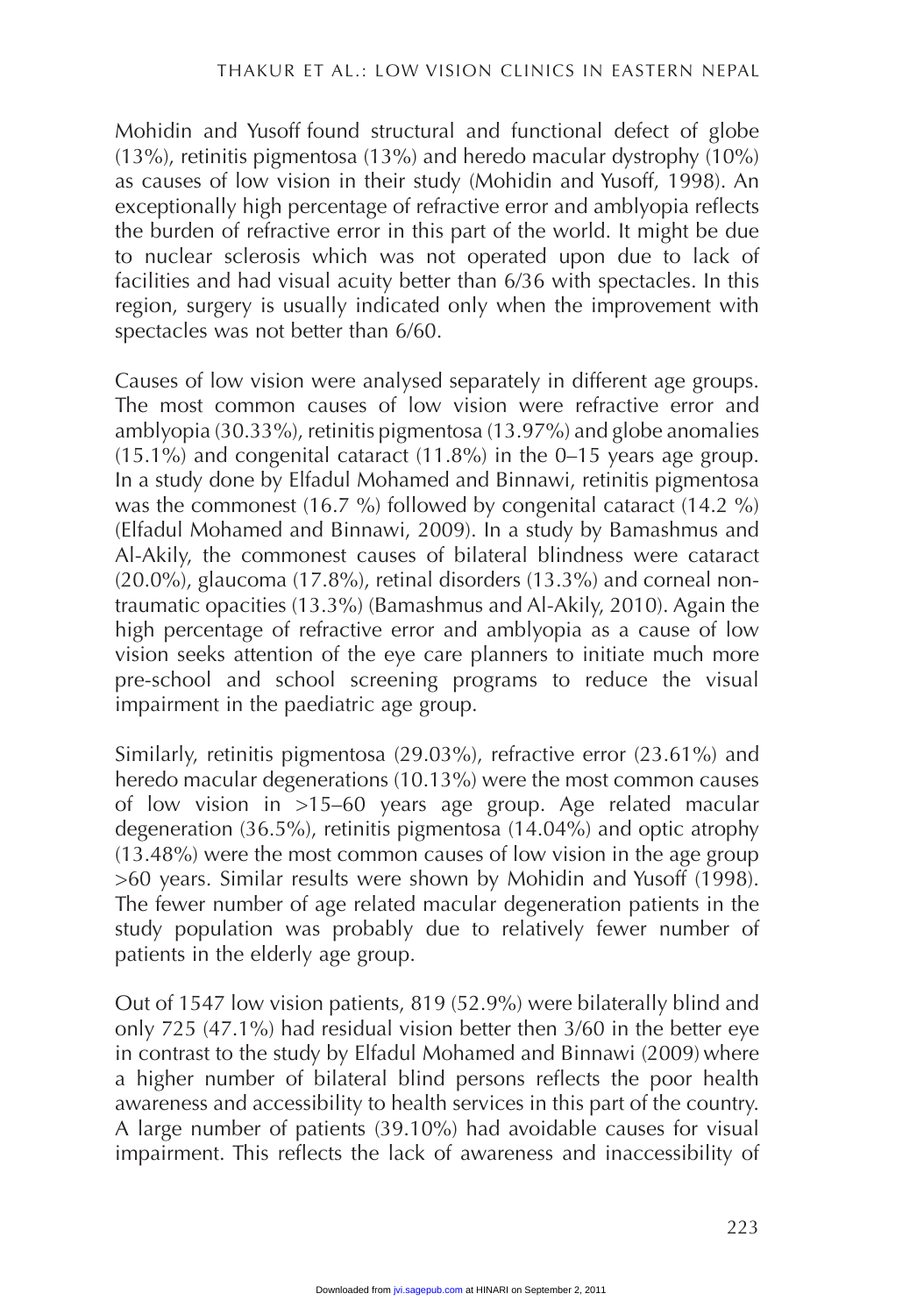Mohidin and Yusoff found structural and functional defect of globe (13%), retinitis pigmentosa (13%) and heredo macular dystrophy (10%) as causes of low vision in their study (Mohidin and Yusoff, 1998). An exceptionally high percentage of refractive error and amblyopia reflects the burden of refractive error in this part of the world. It might be due to nuclear sclerosis which was not operated upon due to lack of facilities and had visual acuity better than 6/36 with spectacles. In this region, surgery is usually indicated only when the improvement with spectacles was not better than 6/60.

Causes of low vision were analysed separately in different age groups. The most common causes of low vision were refractive error and amblyopia (30.33%), retinitis pigmentosa (13.97%) and globe anomalies (15.1%) and congenital cataract (11.8%) in the 0–15 years age group. In a study done by Elfadul Mohamed and Binnawi, retinitis pigmentosa was the commonest (16.7 %) followed by congenital cataract (14.2 %) (Elfadul Mohamed and Binnawi, 2009). In a study by Bamashmus and Al-Akily, the commonest causes of bilateral blindness were cataract (20.0%), glaucoma (17.8%), retinal disorders (13.3%) and corneal non-traumatic opacities (13.3%) (Bamashmus and Al-Akily, 2010). Again the high percentage of refractive error and amblyopia as a cause of low vision seeks attention of the eye care planners to initiate much more pre-school and school screening programs to reduce the visual impairment in the paediatric age group.

Similarly, retinitis pigmentosa (29.03%), refractive error (23.61%) and heredo macular degenerations (10.13%) were the most common causes of low vision in >15–60 years age group. Age related macular degeneration (36.5%), retinitis pigmentosa (14.04%) and optic atrophy (13.48%) were the most common causes of low vision in the age group >60 years. Similar results were shown by Mohidin and Yusoff (1998). The fewer number of age related macular degeneration patients in the study population was probably due to relatively fewer number of patients in the elderly age group.

Out of 1547 low vision patients, 819 (52.9%) were bilaterally blind and only 725 (47.1%) had residual vision better then 3/60 in the better eye in contrast to the study by Elfadul Mohamed and Binnawi (2009) where a higher number of bilateral blind persons reflects the poor health awareness and accessibility to health services in this part of the country. A large number of patients (39.10%) had avoidable causes for visual impairment. This reflects the lack of awareness and inaccessibility of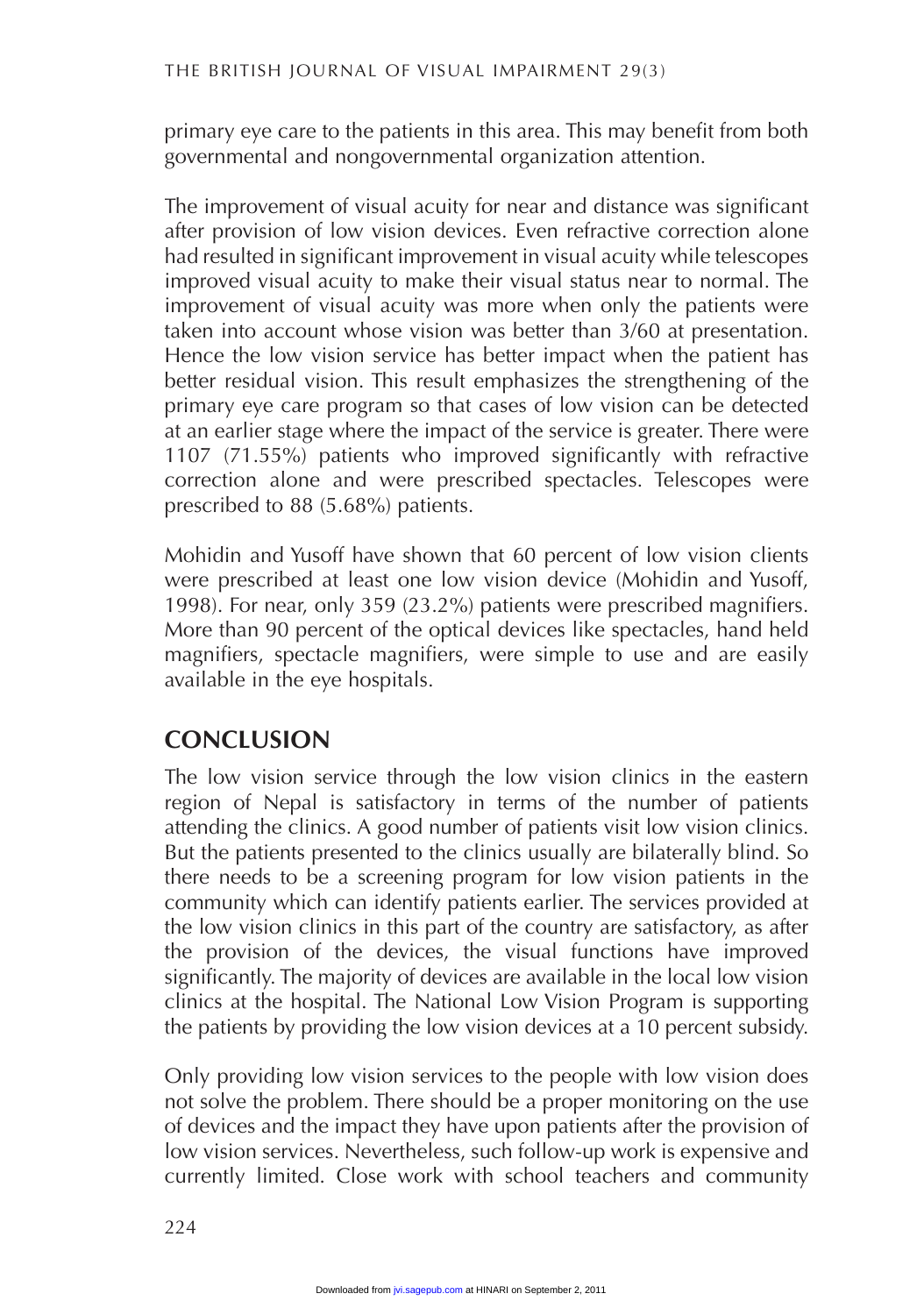primary eye care to the patients in this area. This may benefit from both governmental and nongovernmental organization attention.

The improvement of visual acuity for near and distance was significant after provision of low vision devices. Even refractive correction alone had resulted in significant improvement in visual acuity while telescopes improved visual acuity to make their visual status near to normal. The improvement of visual acuity was more when only the patients were taken into account whose vision was better than 3/60 at presentation. Hence the low vision service has better impact when the patient has better residual vision. This result emphasizes the strengthening of the primary eye care program so that cases of low vision can be detected at an earlier stage where the impact of the service is greater. There were 1107 (71.55%) patients who improved significantly with refractive correction alone and were prescribed spectacles. Telescopes were prescribed to 88 (5.68%) patients.

Mohidin and Yusoff have shown that 60 percent of low vision clients were prescribed at least one low vision device (Mohidin and Yusoff, 1998). For near, only 359 (23.2%) patients were prescribed magnifiers. More than 90 percent of the optical devices like spectacles, hand held magnifiers, spectacle magnifiers, were simple to use and are easily available in the eye hospitals.

## CONCLUSION

The low vision service through the low vision clinics in the eastern region of Nepal is satisfactory in terms of the number of patients attending the clinics. A good number of patients visit low vision clinics. But the patients presented to the clinics usually are bilaterally blind. So there needs to be a screening program for low vision patients in the community which can identify patients earlier. The services provided at the low vision clinics in this part of the country are satisfactory, as after the provision of the devices, the visual functions have improved significantly. The majority of devices are available in the local low vision clinics at the hospital. The National Low Vision Program is supporting the patients by providing the low vision devices at a 10 percent subsidy.

Only providing low vision services to the people with low vision does not solve the problem. There should be a proper monitoring on the use of devices and the impact they have upon patients after the provision of low vision services. Nevertheless, such follow-up work is expensive and currently limited. Close work with school teachers and community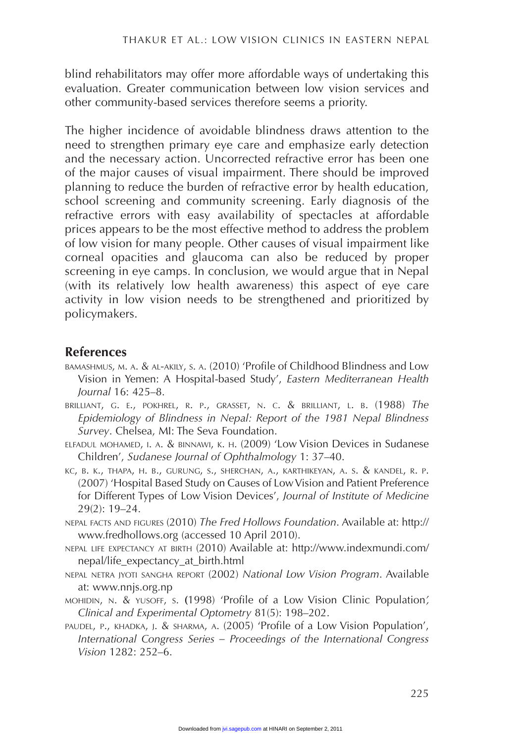blind rehabilitators may offer more affordable ways of undertaking this evaluation. Greater communication between low vision services and other community-based services therefore seems a priority.

The higher incidence of avoidable blindness draws attention to the need to strengthen primary eye care and emphasize early detection and the necessary action. Uncorrected refractive error has been one of the major causes of visual impairment. There should be improved planning to reduce the burden of refractive error by health education, school screening and community screening. Early diagnosis of the refractive errors with easy availability of spectacles at affordable prices appears to be the most effective method to address the problem of low vision for many people. Other causes of visual impairment like corneal opacities and glaucoma can also be reduced by proper screening in eye camps. In conclusion, we would argue that in Nepal (with its relatively low health awareness) this aspect of eye care activity in low vision needs to be strengthened and prioritized by policymakers.

## References

BAMASHMUS, M. A. & AL-AKILY, S. A. (2010) 'Profile of Childhood Blindness and Low Vision in Yemen: A Hospital-based Study', *Eastern Mediterranean Health Journal* 16: 425–8.

BRILLIANT, G. E., POKHREL, R. P., GRASSET, N. C. & BRILLIANT, L. B. (1988) *The Epidemiology of Blindness in Nepal: Report of the 1981 Nepal Blindness Survey*. Chelsea, MI: The Seva Foundation.

ELFADUL MOHAMED, I. A. & BINNAWI, K. H. (2009) 'Low Vision Devices in Sudanese Children', *Sudanese Journal of Ophthalmology* 1: 37–40.

KC, B. K., THAPA, H. B., GURUNG, S., SHERCHAN, A., KARTHIKEYAN, A. S. & KANDEL, R. P. (2007) 'Hospital Based Study on Causes of Low Vision and Patient Preference for Different Types of Low Vision Devices', *Journal of Institute of Medicine* 29(2): 19–24.

NEPAL FACTS AND FIGURES (2010) *The Fred Hollows Foundation*. Available at: http://www.fredhollows.org (accessed 10 April 2010).

NEPAL LIFE EXPECTANCY AT BIRTH (2010) Available at: http://www.indexmundi.com/nepal/life_expectancy_at_birth.html

NEPAL NETRA JYOTI SANGHA REPORT (2002) *National Low Vision Program*. Available at: www.nnjs.org.np

MOHIDIN, N. & YUSOFF, S. (1998) 'Profile of a Low Vision Clinic Population', *Clinical and Experimental Optometry* 81(5): 198–202.

PAUDEL, P., KHADKA, J. & SHARMA, A. (2005) 'Profile of a Low Vision Population', *International Congress Series – Proceedings of the International Congress Vision* 1282: 252–6.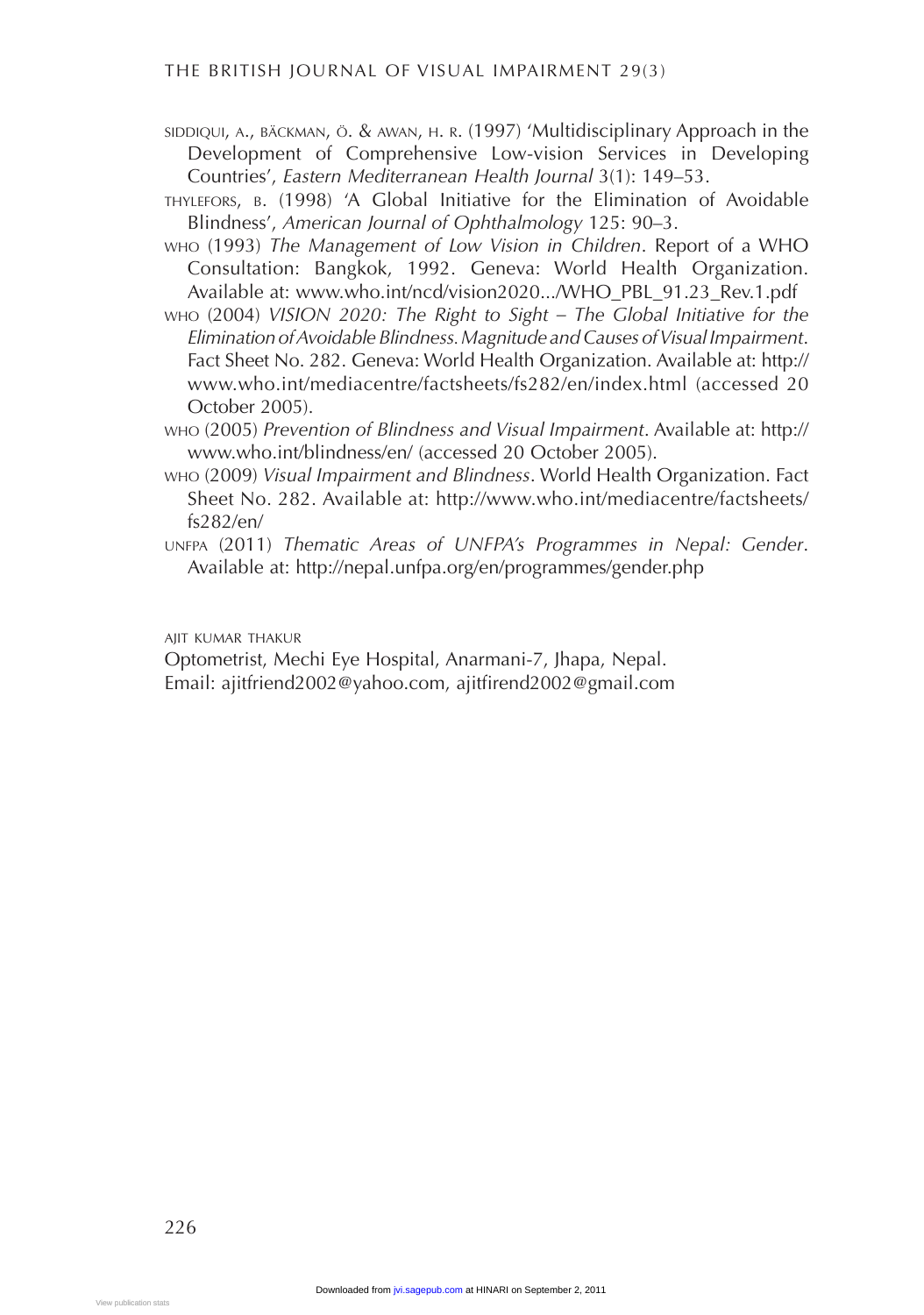SIDDIQUI, A., BÄCKMAN, Ö. & AWAN, H. R. (1997) 'Multidisciplinary Approach in the Development of Comprehensive Low-vision Services in Developing Countries', *Eastern Mediterranean Health Journal* 3(1): 149–53.

THYLEFORS, B. (1998) 'A Global Initiative for the Elimination of Avoidable Blindness', *American Journal of Ophthalmology* 125: 90–3.

WHO (1993) *The Management of Low Vision in Children*. Report of a WHO Consultation: Bangkok, 1992. Geneva: World Health Organization. Available at: www.who.int/ncd/vision2020.../WHO_PBL_91.23_Rev.1.pdf

WHO (2004) *VISION 2020: The Right to Sight – The Global Initiative for the Elimination of Avoidable Blindness. Magnitude and Causes of Visual Impairment*. Fact Sheet No. 282. Geneva: World Health Organization. Available at: http://www.who.int/mediacentre/factsheets/fs282/en/index.html (accessed 20 October 2005).

WHO (2005) *Prevention of Blindness and Visual Impairment*. Available at: http://www.who.int/blindness/en/ (accessed 20 October 2005).

WHO (2009) *Visual Impairment and Blindness*. World Health Organization. Fact Sheet No. 282. Available at: http://www.who.int/mediacentre/factsheets/fs282/en/

UNFPA (2011) *Thematic Areas of UNFPA's Programmes in Nepal: Gender*. Available at: http://nepal.unfpa.org/en/programmes/gender.php

AJIT KUMAR THAKUR

Optometrist, Mechi Eye Hospital, Anarmani-7, Jhapa, Nepal.
Email: ajitfriend2002@yahoo.com, ajitfirend2002@gmail.com